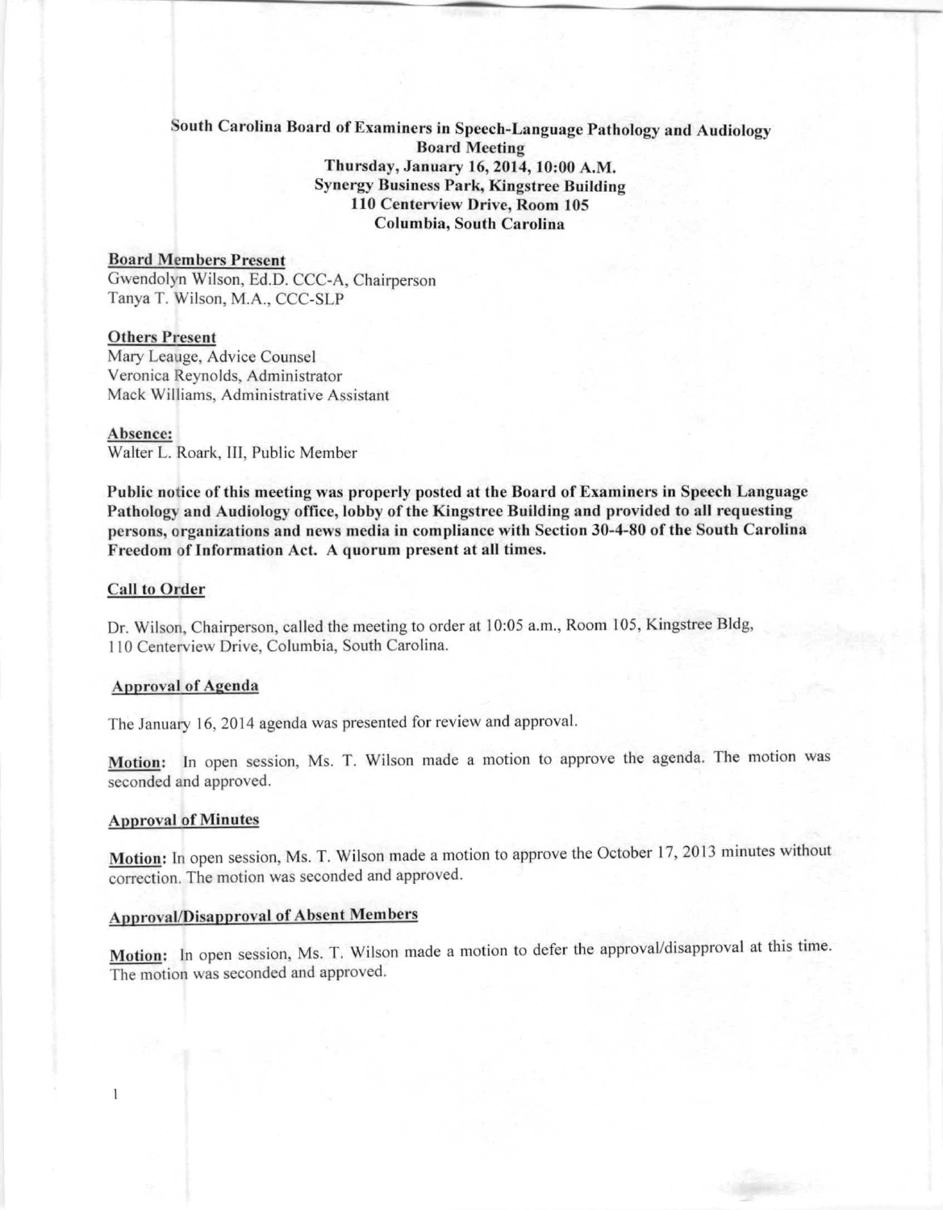# South Carolina Board of Examiners in Speech-Language Pathology and Audiology

**Board Meeting**
**Thursday, January 16, 2014, 10:00 A.M.**
**Synergy Business Park, Kingstree Building**
**110 Centerview Drive, Room 105**
**Columbia, South Carolina**

## Board Members Present

Gwendolyn Wilson, Ed.D. CCC-A, Chairperson
Tanya T. Wilson, M.A., CCC-SLP

## Others Present

Mary Leauge, Advice Counsel
Veronica Reynolds, Administrator
Mack Williams, Administrative Assistant

## Absence:

Walter L. Roark, III, Public Member

**Public notice of this meeting was properly posted at the Board of Examiners in Speech Language Pathology and Audiology office, lobby of the Kingstree Building and provided to all requesting persons, organizations and news media in compliance with Section 30-4-80 of the South Carolina Freedom of Information Act. A quorum present at all times.**

## Call to Order

Dr. Wilson, Chairperson, called the meeting to order at 10:05 a.m., Room 105, Kingstree Bldg, 110 Centerview Drive, Columbia, South Carolina.

## Approval of Agenda

The January 16, 2014 agenda was presented for review and approval.

**Motion:** In open session, Ms. T. Wilson made a motion to approve the agenda. The motion was seconded and approved.

## Approval of Minutes

**Motion:** In open session, Ms. T. Wilson made a motion to approve the October 17, 2013 minutes without correction. The motion was seconded and approved.

## Approval/Disapproval of Absent Members

**Motion:** In open session, Ms. T. Wilson made a motion to defer the approval/disapproval at this time. The motion was seconded and approved.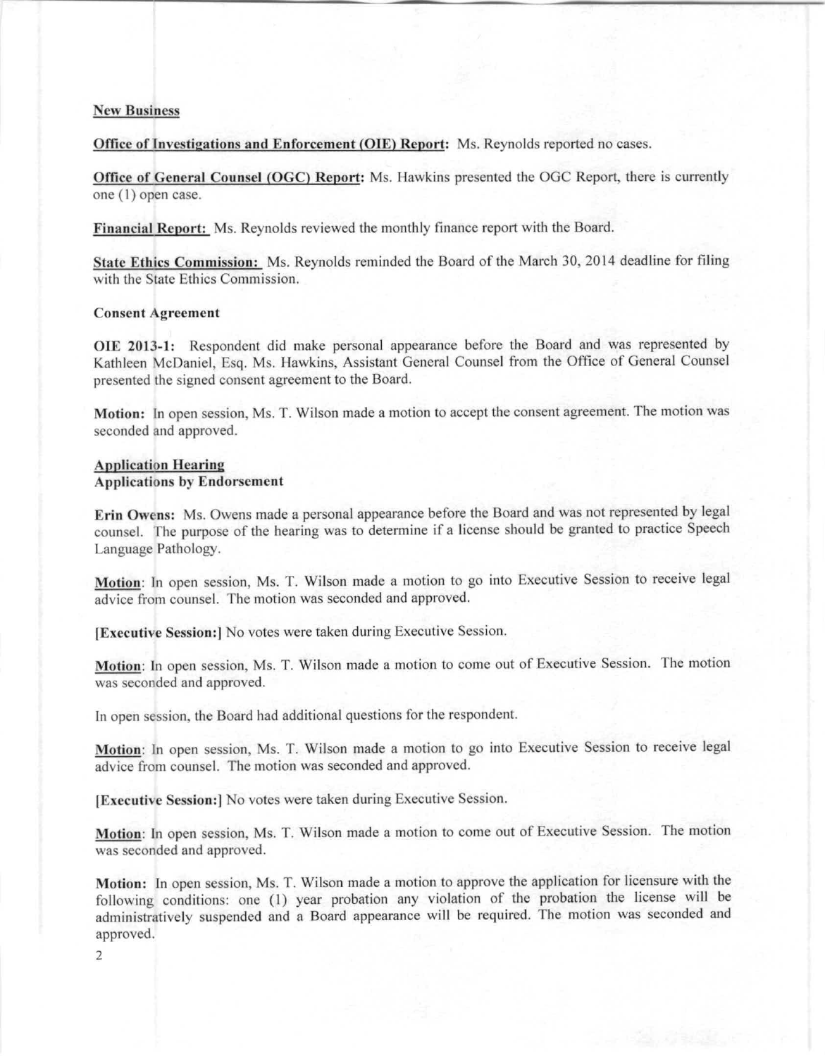**New Business**

**Office of Investigations and Enforcement (OIE) Report:** Ms. Reynolds reported no cases.

**Office of General Counsel (OGC) Report:** Ms. Hawkins presented the OGC Report, there is currently one (1) open case.

**Financial Report:** Ms. Reynolds reviewed the monthly finance report with the Board.

**State Ethics Commission:** Ms. Reynolds reminded the Board of the March 30, 2014 deadline for filing with the State Ethics Commission.

**Consent Agreement**

**OIE 2013-1:** Respondent did make personal appearance before the Board and was represented by Kathleen McDaniel, Esq. Ms. Hawkins, Assistant General Counsel from the Office of General Counsel presented the signed consent agreement to the Board.

**Motion:** In open session, Ms. T. Wilson made a motion to accept the consent agreement. The motion was seconded and approved.

**Application Hearing**
**Applications by Endorsement**

**Erin Owens:** Ms. Owens made a personal appearance before the Board and was not represented by legal counsel. The purpose of the hearing was to determine if a license should be granted to practice Speech Language Pathology.

**Motion**: In open session, Ms. T. Wilson made a motion to go into Executive Session to receive legal advice from counsel. The motion was seconded and approved.

**[Executive Session:]** No votes were taken during Executive Session.

**Motion**: In open session, Ms. T. Wilson made a motion to come out of Executive Session. The motion was seconded and approved.

In open session, the Board had additional questions for the respondent.

**Motion**: In open session, Ms. T. Wilson made a motion to go into Executive Session to receive legal advice from counsel. The motion was seconded and approved.

**[Executive Session:]** No votes were taken during Executive Session.

**Motion**: In open session, Ms. T. Wilson made a motion to come out of Executive Session. The motion was seconded and approved.

**Motion:** In open session, Ms. T. Wilson made a motion to approve the application for licensure with the following conditions: one (1) year probation any violation of the probation the license will be administratively suspended and a Board appearance will be required. The motion was seconded and approved.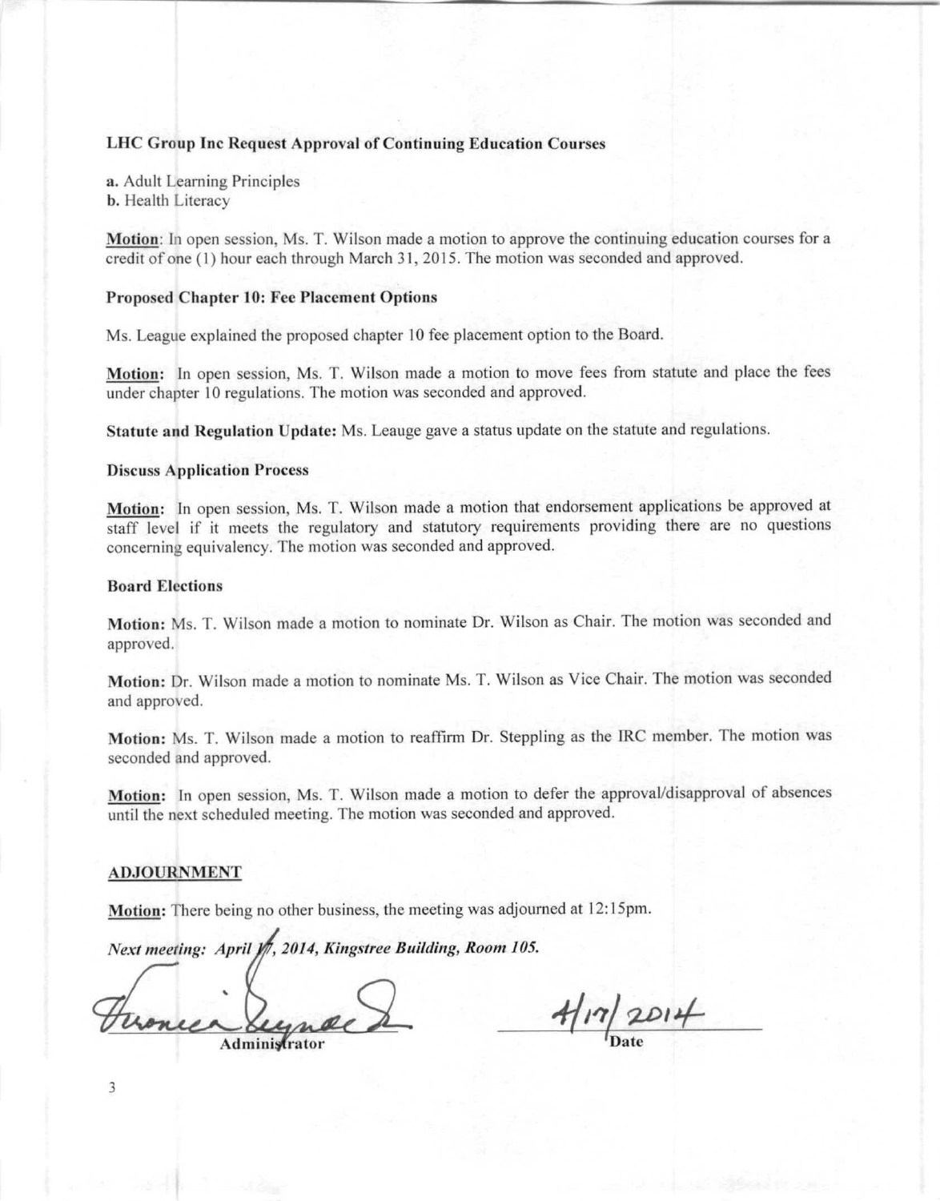**LHC Group Inc Request Approval of Continuing Education Courses**

**a.** Adult Learning Principles
**b.** Health Literacy

**Motion**: In open session, Ms. T. Wilson made a motion to approve the continuing education courses for a credit of one (1) hour each through March 31, 2015. The motion was seconded and approved.

**Proposed Chapter 10: Fee Placement Options**

Ms. League explained the proposed chapter 10 fee placement option to the Board.

**Motion:** In open session, Ms. T. Wilson made a motion to move fees from statute and place the fees under chapter 10 regulations. The motion was seconded and approved.

**Statute and Regulation Update:** Ms. Leauge gave a status update on the statute and regulations.

**Discuss Application Process**

**Motion:** In open session, Ms. T. Wilson made a motion that endorsement applications be approved at staff level if it meets the regulatory and statutory requirements providing there are no questions concerning equivalency. The motion was seconded and approved.

**Board Elections**

**Motion:** Ms. T. Wilson made a motion to nominate Dr. Wilson as Chair. The motion was seconded and approved.

**Motion:** Dr. Wilson made a motion to nominate Ms. T. Wilson as Vice Chair. The motion was seconded and approved.

**Motion:** Ms. T. Wilson made a motion to reaffirm Dr. Steppling as the IRC member. The motion was seconded and approved.

**Motion:** In open session, Ms. T. Wilson made a motion to defer the approval/disapproval of absences until the next scheduled meeting. The motion was seconded and approved.

**ADJOURNMENT**

**Motion:** There being no other business, the meeting was adjourned at 12:15pm.

*Next meeting: April 17, 2014, Kingstree Building, Room 105.*

Administrator

4/17/2014
Date